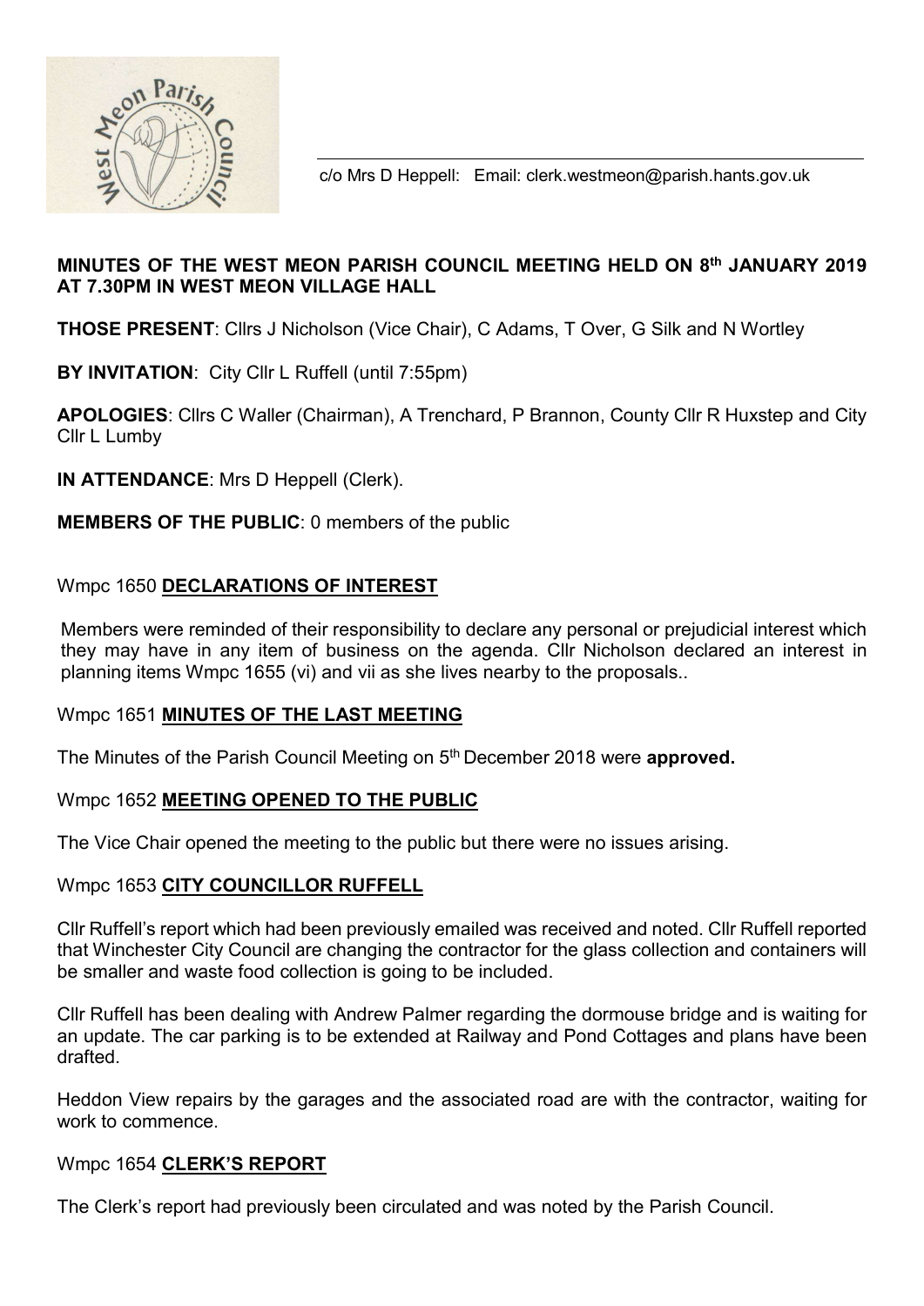c/o Mrs D Heppell: Email: clerk.westmeon@parish.hants.gov.uk

**MINUTES OF THE WEST MEON PARISH COUNCIL MEETING HELD ON 8th JANUARY 2019 AT 7.30PM IN WEST MEON VILLAGE HALL**

**THOSE PRESENT**: Cllrs J Nicholson (Vice Chair), C Adams, T Over, G Silk and N Wortley

**BY INVITATION**: City Cllr L Ruffell (until 7:55pm)

**APOLOGIES**: Cllrs C Waller (Chairman), A Trenchard, P Brannon, County Cllr R Huxstep and City Cllr L Lumby

**IN ATTENDANCE**: Mrs D Heppell (Clerk).

**MEMBERS OF THE PUBLIC**: 0 members of the public

## Wmpc 1650 **DECLARATIONS OF INTEREST**

Members were reminded of their responsibility to declare any personal or prejudicial interest which they may have in any item of business on the agenda. Cllr Nicholson declared an interest in planning items Wmpc 1655 (vi) and vii as she lives nearby to the proposals..

## Wmpc 1651 **MINUTES OF THE LAST MEETING**

The Minutes of the Parish Council Meeting on 5th December 2018 were **approved.**

## Wmpc 1652 **MEETING OPENED TO THE PUBLIC**

The Vice Chair opened the meeting to the public but there were no issues arising.

## Wmpc 1653 **CITY COUNCILLOR RUFFELL**

Cllr Ruffell's report which had been previously emailed was received and noted. Cllr Ruffell reported that Winchester City Council are changing the contractor for the glass collection and containers will be smaller and waste food collection is going to be included.

Cllr Ruffell has been dealing with Andrew Palmer regarding the dormouse bridge and is waiting for an update. The car parking is to be extended at Railway and Pond Cottages and plans have been drafted.

Heddon View repairs by the garages and the associated road are with the contractor, waiting for work to commence.

## Wmpc 1654 **CLERK'S REPORT**

The Clerk's report had previously been circulated and was noted by the Parish Council.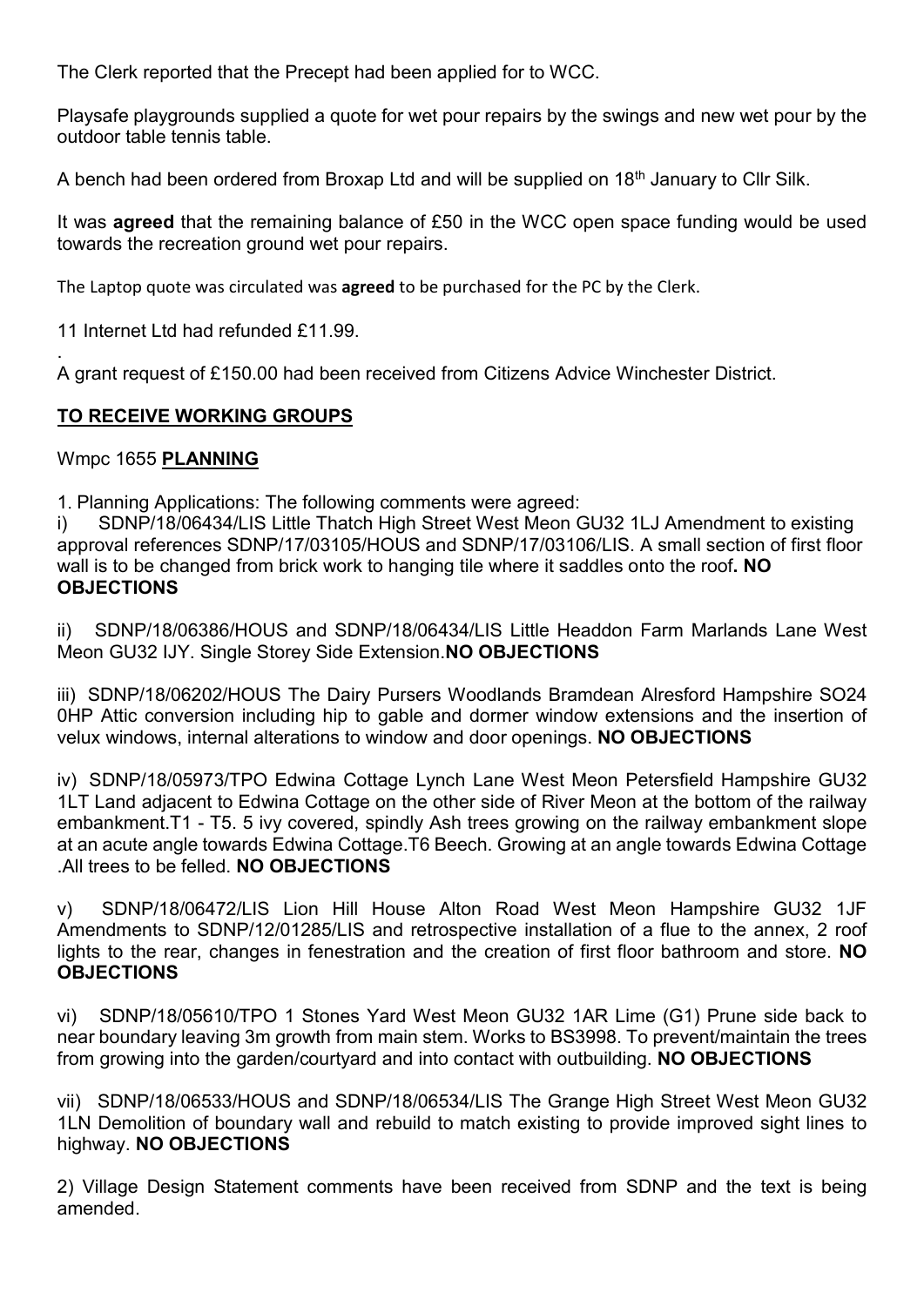The Clerk reported that the Precept had been applied for to WCC.

Playsafe playgrounds supplied a quote for wet pour repairs by the swings and new wet pour by the outdoor table tennis table.

A bench had been ordered from Broxap Ltd and will be supplied on 18th January to Cllr Silk.

It was **agreed** that the remaining balance of £50 in the WCC open space funding would be used towards the recreation ground wet pour repairs.

The Laptop quote was circulated was **agreed** to be purchased for the PC by the Clerk.

11 Internet Ltd had refunded £11.99.

.
A grant request of £150.00 had been received from Citizens Advice Winchester District.

## <u>TO RECEIVE WORKING GROUPS</u>

Wmpc 1655 **<u>PLANNING</u>**

1. Planning Applications: The following comments were agreed:

i) SDNP/18/06434/LIS Little Thatch High Street West Meon GU32 1LJ Amendment to existing approval references SDNP/17/03105/HOUS and SDNP/17/03106/LIS. A small section of first floor wall is to be changed from brick work to hanging tile where it saddles onto the roof**. NO OBJECTIONS**

ii) SDNP/18/06386/HOUS and SDNP/18/06434/LIS Little Headdon Farm Marlands Lane West Meon GU32 IJY. Single Storey Side Extension.**NO OBJECTIONS**

iii) SDNP/18/06202/HOUS The Dairy Pursers Woodlands Bramdean Alresford Hampshire SO24 0HP Attic conversion including hip to gable and dormer window extensions and the insertion of velux windows, internal alterations to window and door openings. **NO OBJECTIONS**

iv) SDNP/18/05973/TPO Edwina Cottage Lynch Lane West Meon Petersfield Hampshire GU32 1LT Land adjacent to Edwina Cottage on the other side of River Meon at the bottom of the railway embankment.T1 - T5. 5 ivy covered, spindly Ash trees growing on the railway embankment slope at an acute angle towards Edwina Cottage.T6 Beech. Growing at an angle towards Edwina Cottage .All trees to be felled. **NO OBJECTIONS**

v) SDNP/18/06472/LIS Lion Hill House Alton Road West Meon Hampshire GU32 1JF Amendments to SDNP/12/01285/LIS and retrospective installation of a flue to the annex, 2 roof lights to the rear, changes in fenestration and the creation of first floor bathroom and store. **NO OBJECTIONS**

vi) SDNP/18/05610/TPO 1 Stones Yard West Meon GU32 1AR Lime (G1) Prune side back to near boundary leaving 3m growth from main stem. Works to BS3998. To prevent/maintain the trees from growing into the garden/courtyard and into contact with outbuilding. **NO OBJECTIONS**

vii) SDNP/18/06533/HOUS and SDNP/18/06534/LIS The Grange High Street West Meon GU32 1LN Demolition of boundary wall and rebuild to match existing to provide improved sight lines to highway. **NO OBJECTIONS**

2) Village Design Statement comments have been received from SDNP and the text is being amended.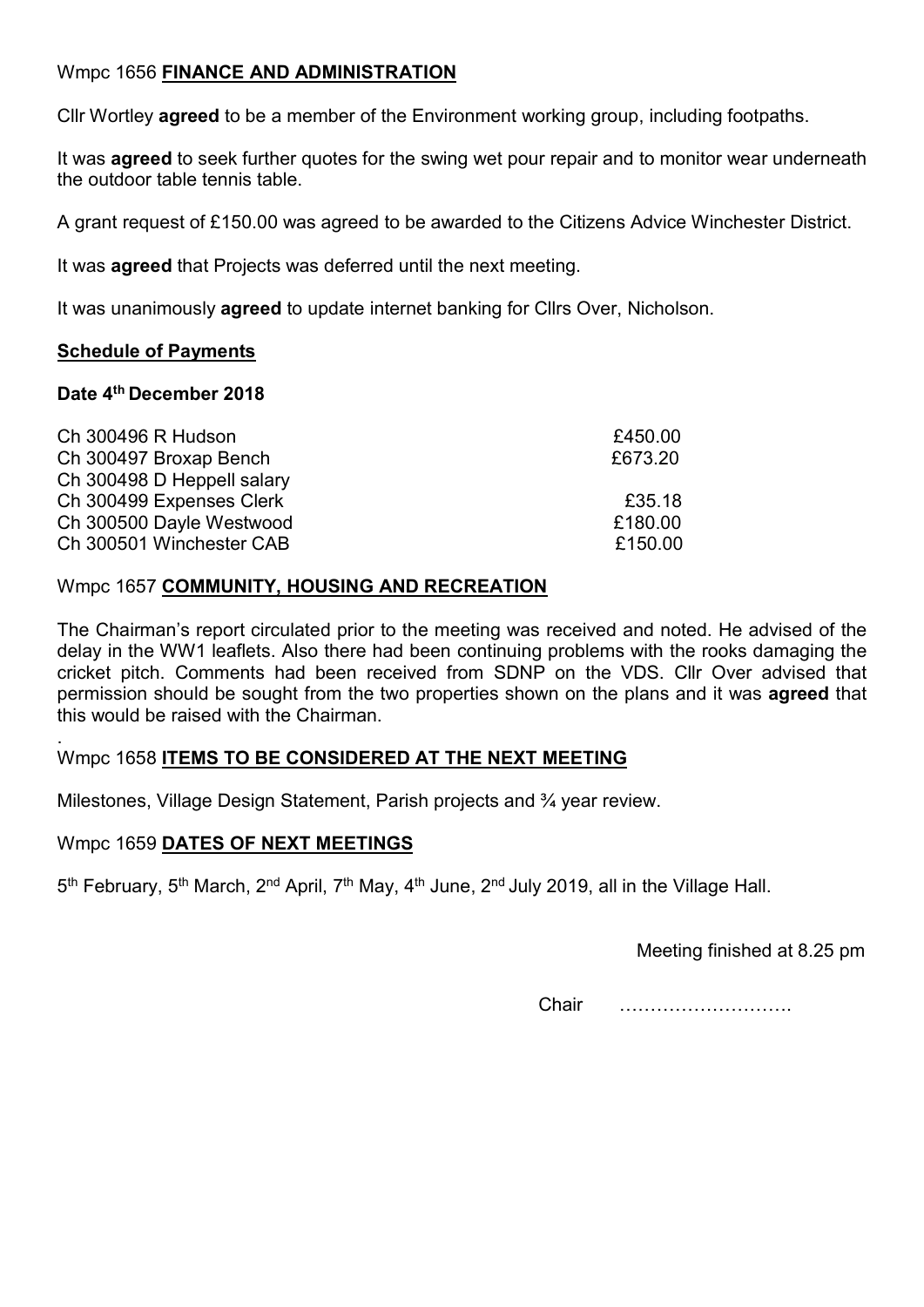Wmpc 1656 **FINANCE AND ADMINISTRATION**

Cllr Wortley **agreed** to be a member of the Environment working group, including footpaths.

It was **agreed** to seek further quotes for the swing wet pour repair and to monitor wear underneath the outdoor table tennis table.

A grant request of £150.00 was agreed to be awarded to the Citizens Advice Winchester District.

It was **agreed** that Projects was deferred until the next meeting.

It was unanimously **agreed** to update internet banking for Cllrs Over, Nicholson.

**Schedule of Payments**

**Date 4th December 2018**

| | |
|---|---|
| Ch 300496 R Hudson | £450.00 |
| Ch 300497 Broxap Bench | £673.20 |
| Ch 300498 D Heppell salary | |
| Ch 300499 Expenses Clerk | £35.18 |
| Ch 300500 Dayle Westwood | £180.00 |
| Ch 300501 Winchester CAB | £150.00 |

Wmpc 1657 **COMMUNITY, HOUSING AND RECREATION**

The Chairman's report circulated prior to the meeting was received and noted. He advised of the delay in the WW1 leaflets. Also there had been continuing problems with the rooks damaging the cricket pitch. Comments had been received from SDNP on the VDS. Cllr Over advised that permission should be sought from the two properties shown on the plans and it was **agreed** that this would be raised with the Chairman.

.

Wmpc 1658 **ITEMS TO BE CONSIDERED AT THE NEXT MEETING**

Milestones, Village Design Statement, Parish projects and ¾ year review.

Wmpc 1659 **DATES OF NEXT MEETINGS**

5th February, 5th March, 2nd April, 7th May, 4th June, 2nd July 2019, all in the Village Hall.

Meeting finished at 8.25 pm

Chair ……………………….